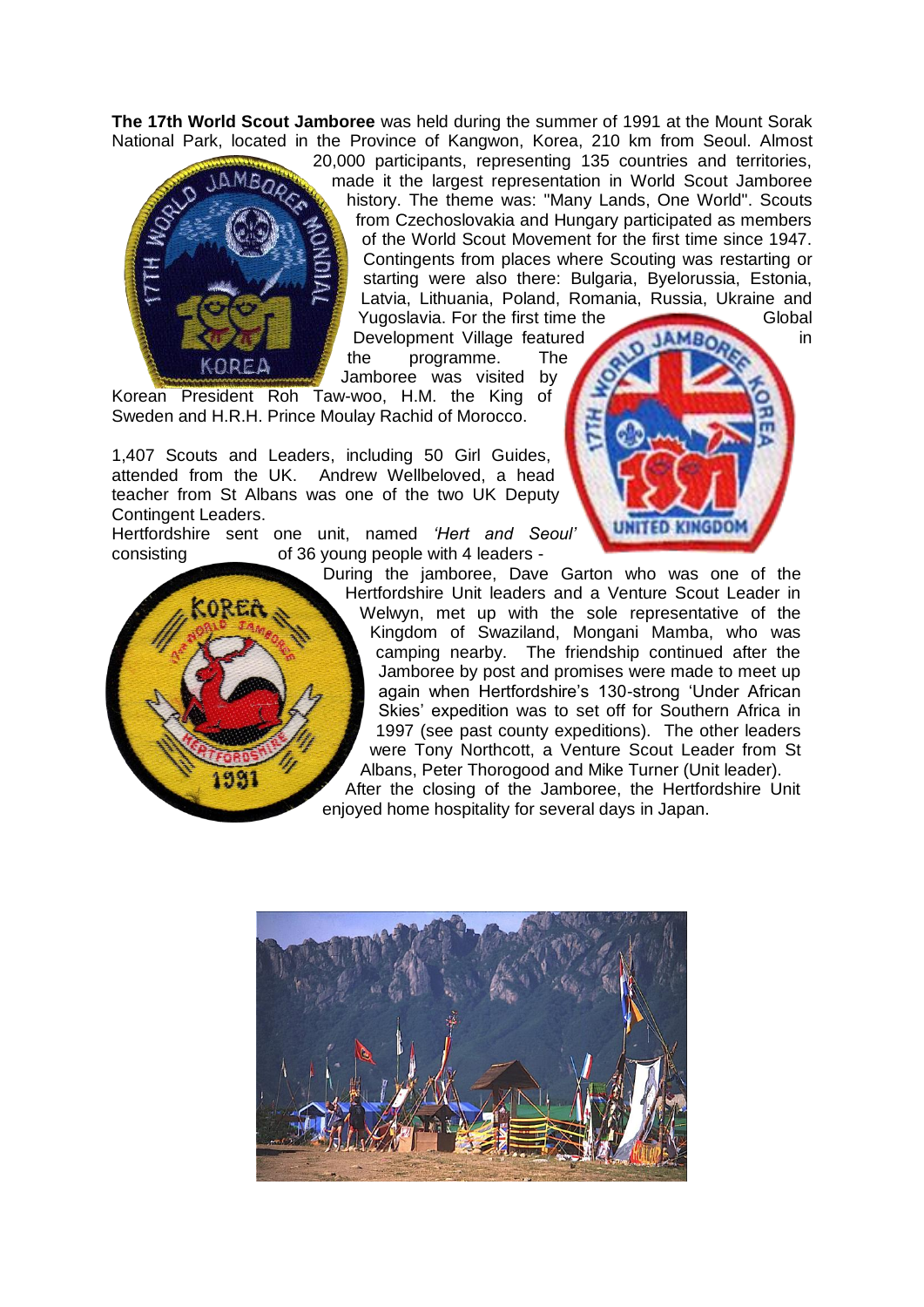**The 17th World Scout Jamboree** was held during the summer of 1991 at the Mount Sorak National Park, located in the Province of Kangwon, Korea, 210 km from Seoul. Almost 20,000 participants, representing 135 countries and territories, made it the largest representation in World Scout Jamboree history. The theme was: "Many Lands, One World". Scouts from Czechoslovakia and Hungary participated as members of the World Scout Movement for the first time since 1947. Contingents from places where Scouting was restarting or starting were also there: Bulgaria, Byelorussia, Estonia, Latvia, Lithuania, Poland, Romania, Russia, Ukraine and Yugoslavia. For the first time the Global Development Village featured in the programme. The Jamboree was visited by Korean President Roh Taw-woo, H.M. the King of Sweden and H.R.H. Prince Moulay Rachid of Morocco.

1,407 Scouts and Leaders, including 50 Girl Guides, attended from the UK. Andrew Wellbeloved, a head teacher from St Albans was one of the two UK Deputy Contingent Leaders.

Hertfordshire sent one unit, named *'Hert and Seoul'* consisting of 36 young people with 4 leaders - During the jamboree, Dave Garton who was one of the Hertfordshire Unit leaders and a Venture Scout Leader in Welwyn, met up with the sole representative of the Kingdom of Swaziland, Mongani Mamba, who was camping nearby. The friendship continued after the Jamboree by post and promises were made to meet up again when Hertfordshire's 130-strong 'Under African Skies' expedition was to set off for Southern Africa in 1997 (see past county expeditions). The other leaders were Tony Northcott, a Venture Scout Leader from St Albans, Peter Thorogood and Mike Turner (Unit leader).

After the closing of the Jamboree, the Hertfordshire Unit enjoyed home hospitality for several days in Japan.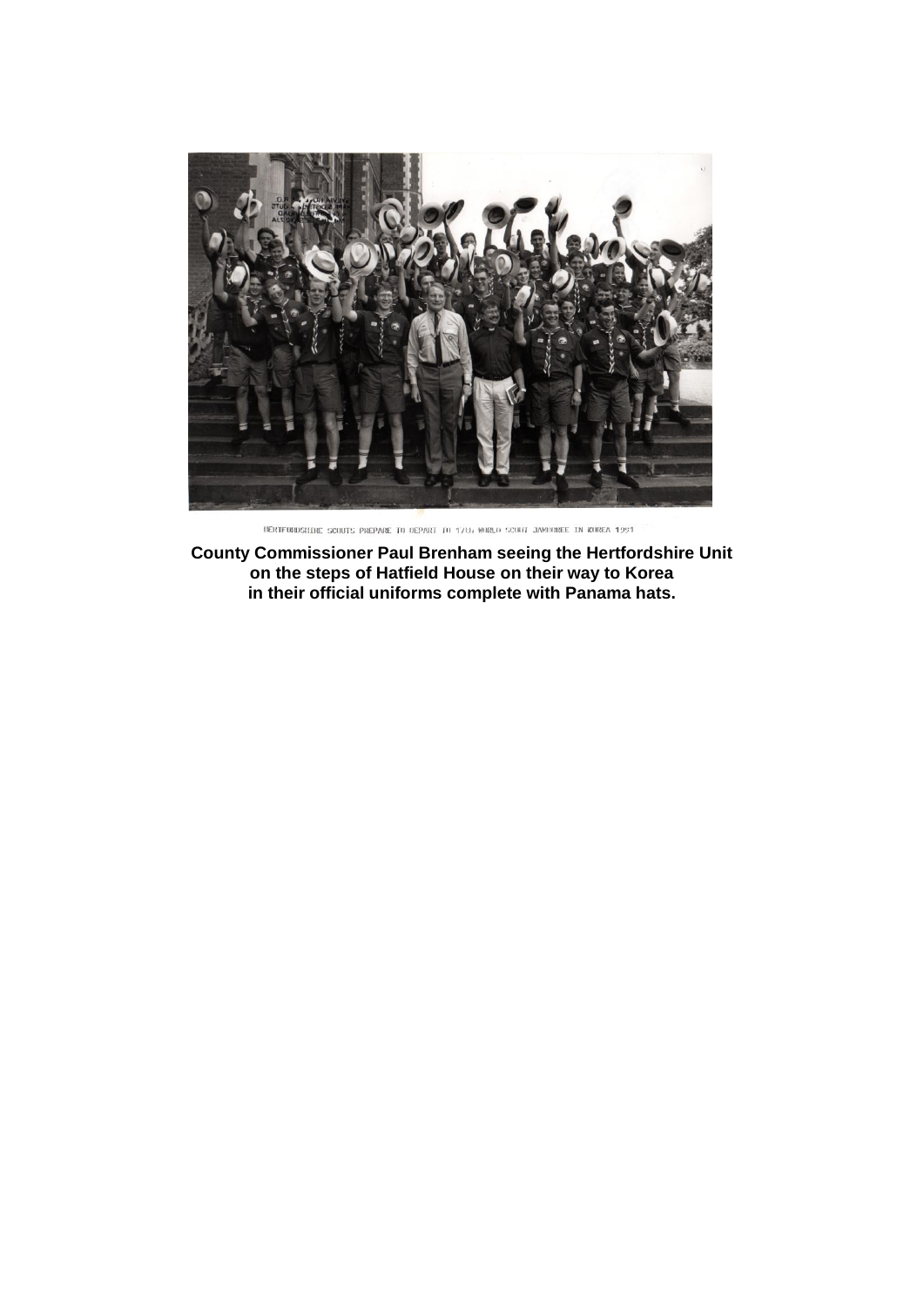HERTFORDSHIRE SCOUTS PREPARE TO DEPART TO 17th WORLD SCOUT JAMBOREE IN KOREA 1991

**County Commissioner Paul Brenham seeing the Hertfordshire Unit on the steps of Hatfield House on their way to Korea in their official uniforms complete with Panama hats.**